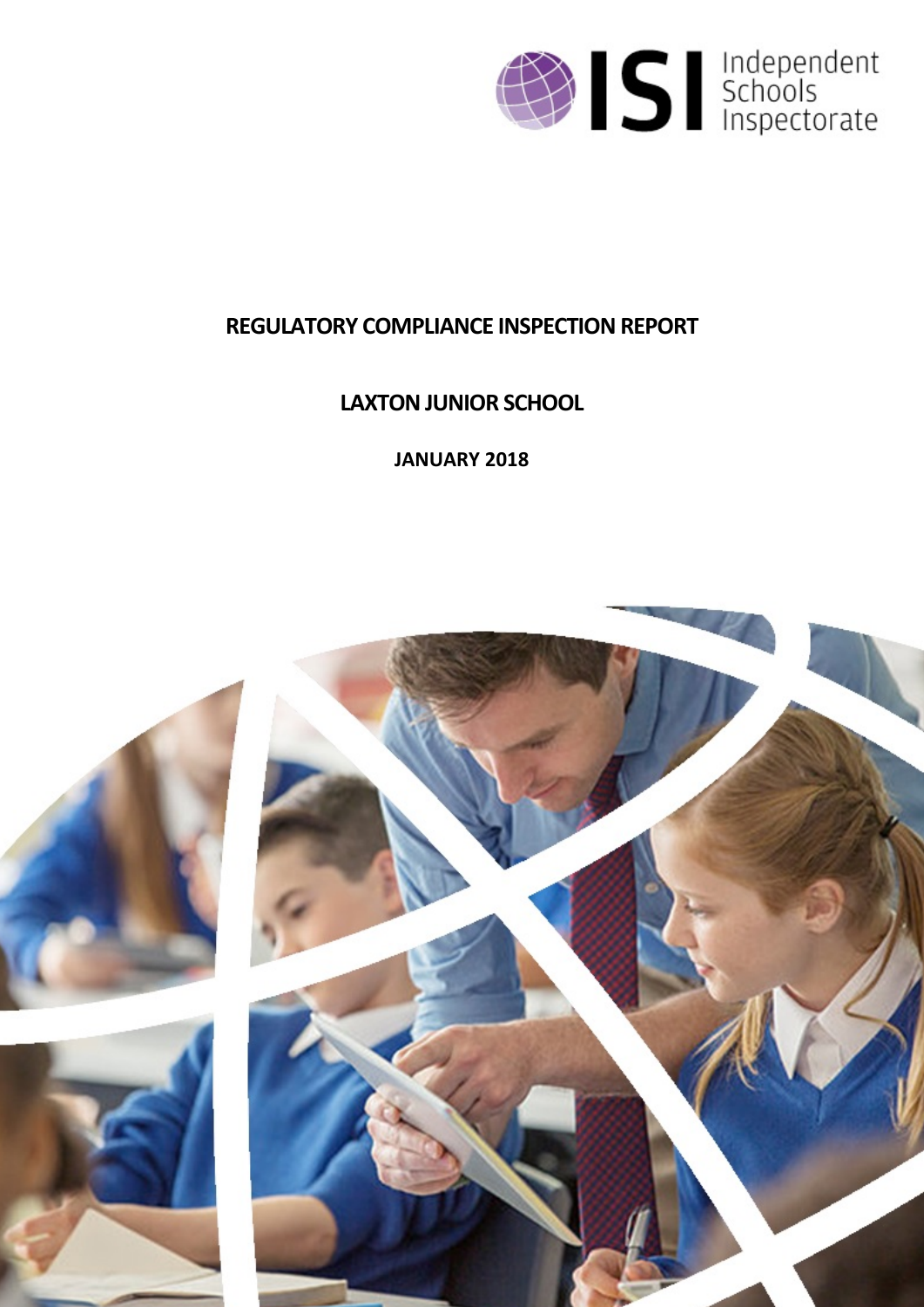# REGULATORY COMPLIANCE INSPECTION REPORT

## LAXTON JUNIOR SCHOOL

**JANUARY 2018**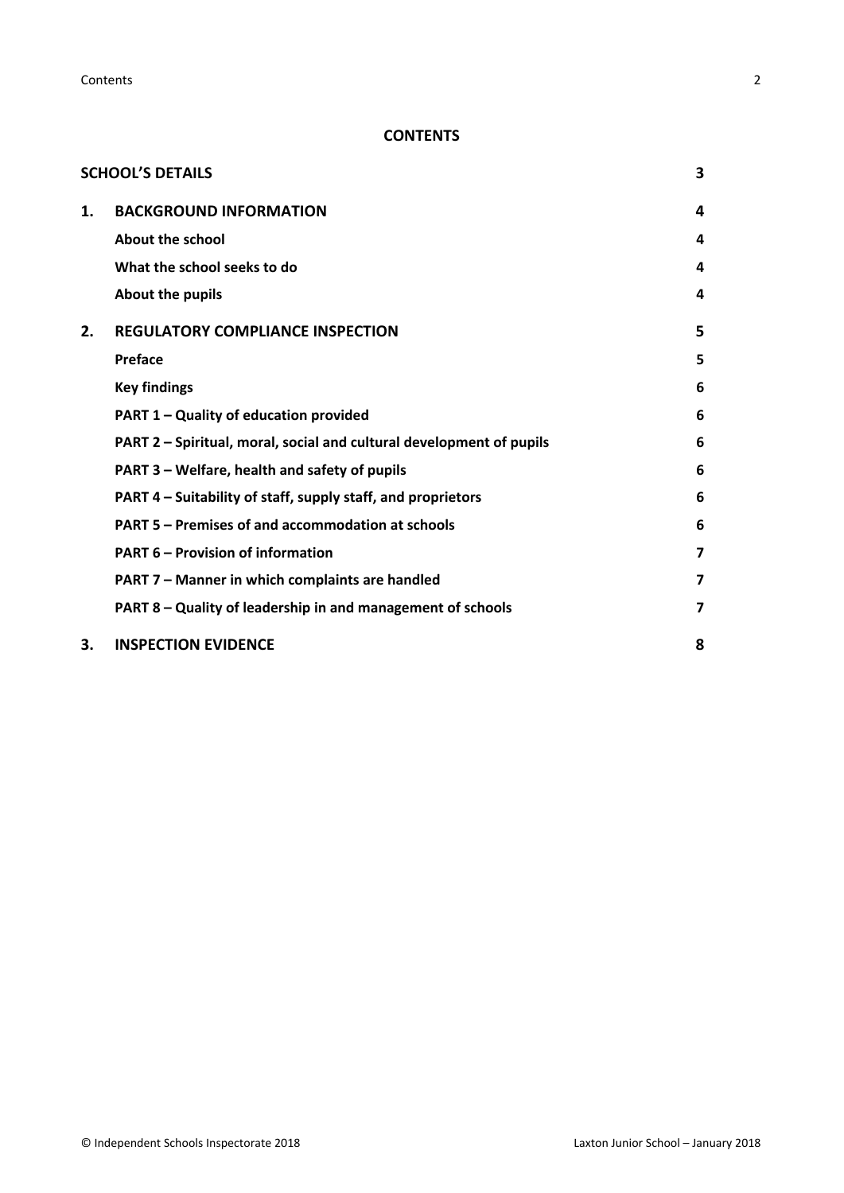## CONTENTS

| | | |
|---|---|---|
| **SCHOOL'S DETAILS** | | **3** |
| **1.** | **BACKGROUND INFORMATION** | **4** |
| | **About the school** | **4** |
| | **What the school seeks to do** | **4** |
| | **About the pupils** | **4** |
| **2.** | **REGULATORY COMPLIANCE INSPECTION** | **5** |
| | **Preface** | **5** |
| | **Key findings** | **6** |
| | **PART 1 – Quality of education provided** | **6** |
| | **PART 2 – Spiritual, moral, social and cultural development of pupils** | **6** |
| | **PART 3 – Welfare, health and safety of pupils** | **6** |
| | **PART 4 – Suitability of staff, supply staff, and proprietors** | **6** |
| | **PART 5 – Premises of and accommodation at schools** | **6** |
| | **PART 6 – Provision of information** | **7** |
| | **PART 7 – Manner in which complaints are handled** | **7** |
| | **PART 8 – Quality of leadership in and management of schools** | **7** |
| **3.** | **INSPECTION EVIDENCE** | **8** |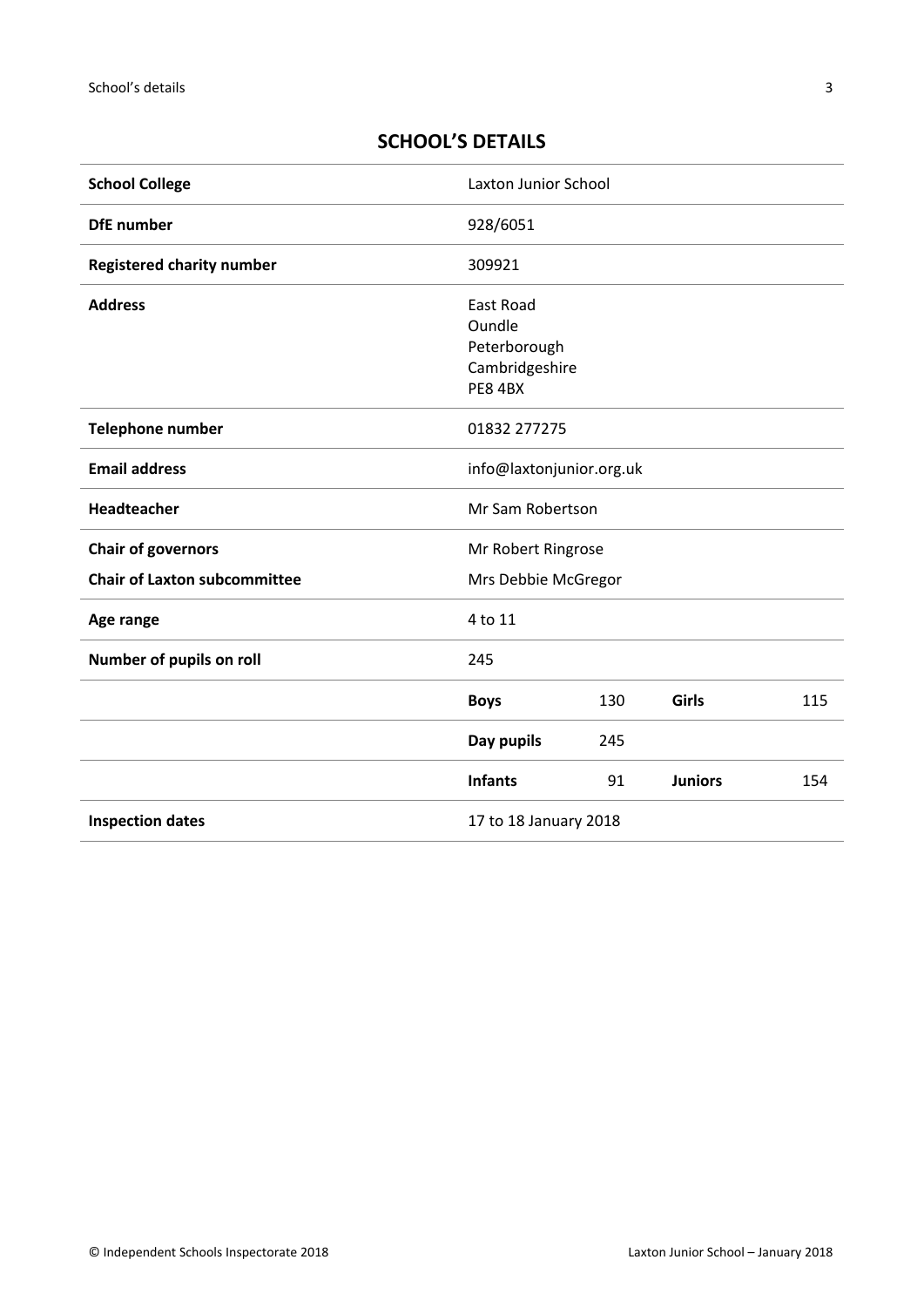## SCHOOL'S DETAILS

| | | | | |
|---|---|---|---|---|
| **School College** | Laxton Junior School | | | |
| **DfE number** | 928/6051 | | | |
| **Registered charity number** | 309921 | | | |
| **Address** | East Road<br>Oundle<br>Peterborough<br>Cambridgeshire<br>PE8 4BX | | | |
| **Telephone number** | 01832 277275 | | | |
| **Email address** | info@laxtonjunior.org.uk | | | |
| **Headteacher** | Mr Sam Robertson | | | |
| **Chair of governors** | Mr Robert Ringrose | | | |
| **Chair of Laxton subcommittee** | Mrs Debbie McGregor | | | |
| **Age range** | 4 to 11 | | | |
| **Number of pupils on roll** | 245 | | | |
| | **Boys** | 130 | **Girls** | 115 |
| | **Day pupils** | 245 | | |
| | **Infants** | 91 | **Juniors** | 154 |
| **Inspection dates** | 17 to 18 January 2018 | | | |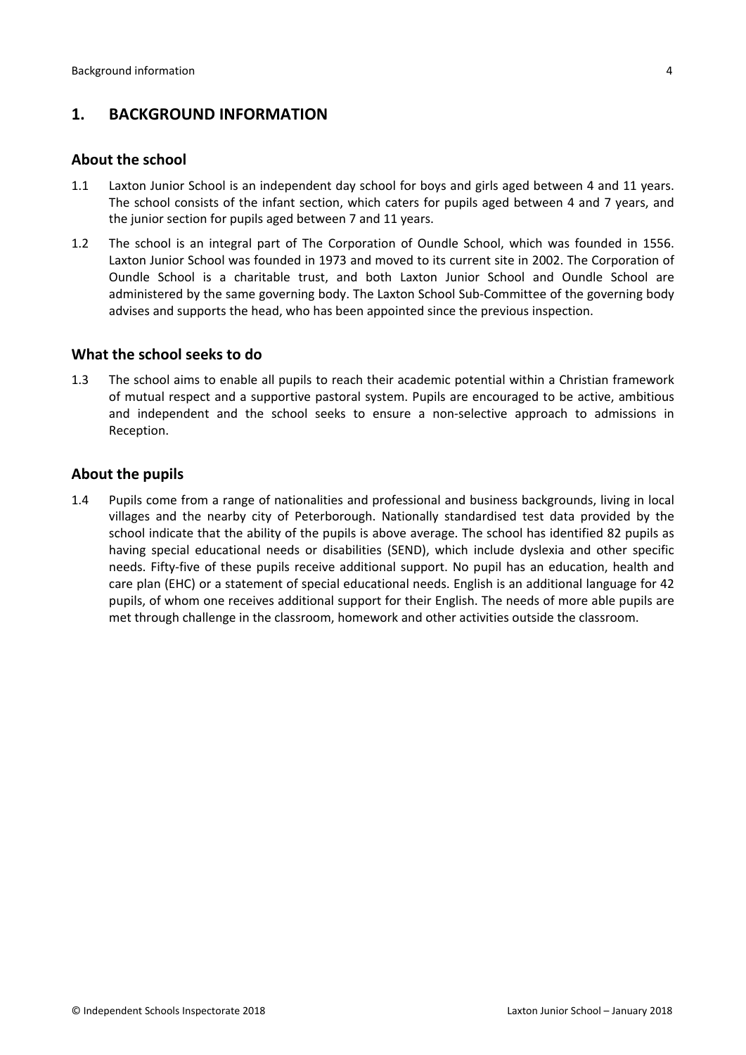## 1. BACKGROUND INFORMATION

### About the school

1.1 Laxton Junior School is an independent day school for boys and girls aged between 4 and 11 years. The school consists of the infant section, which caters for pupils aged between 4 and 7 years, and the junior section for pupils aged between 7 and 11 years.

1.2 The school is an integral part of The Corporation of Oundle School, which was founded in 1556. Laxton Junior School was founded in 1973 and moved to its current site in 2002. The Corporation of Oundle School is a charitable trust, and both Laxton Junior School and Oundle School are administered by the same governing body. The Laxton School Sub-Committee of the governing body advises and supports the head, who has been appointed since the previous inspection.

### What the school seeks to do

1.3 The school aims to enable all pupils to reach their academic potential within a Christian framework of mutual respect and a supportive pastoral system. Pupils are encouraged to be active, ambitious and independent and the school seeks to ensure a non-selective approach to admissions in Reception.

### About the pupils

1.4 Pupils come from a range of nationalities and professional and business backgrounds, living in local villages and the nearby city of Peterborough. Nationally standardised test data provided by the school indicate that the ability of the pupils is above average. The school has identified 82 pupils as having special educational needs or disabilities (SEND), which include dyslexia and other specific needs. Fifty-five of these pupils receive additional support. No pupil has an education, health and care plan (EHC) or a statement of special educational needs. English is an additional language for 42 pupils, of whom one receives additional support for their English. The needs of more able pupils are met through challenge in the classroom, homework and other activities outside the classroom.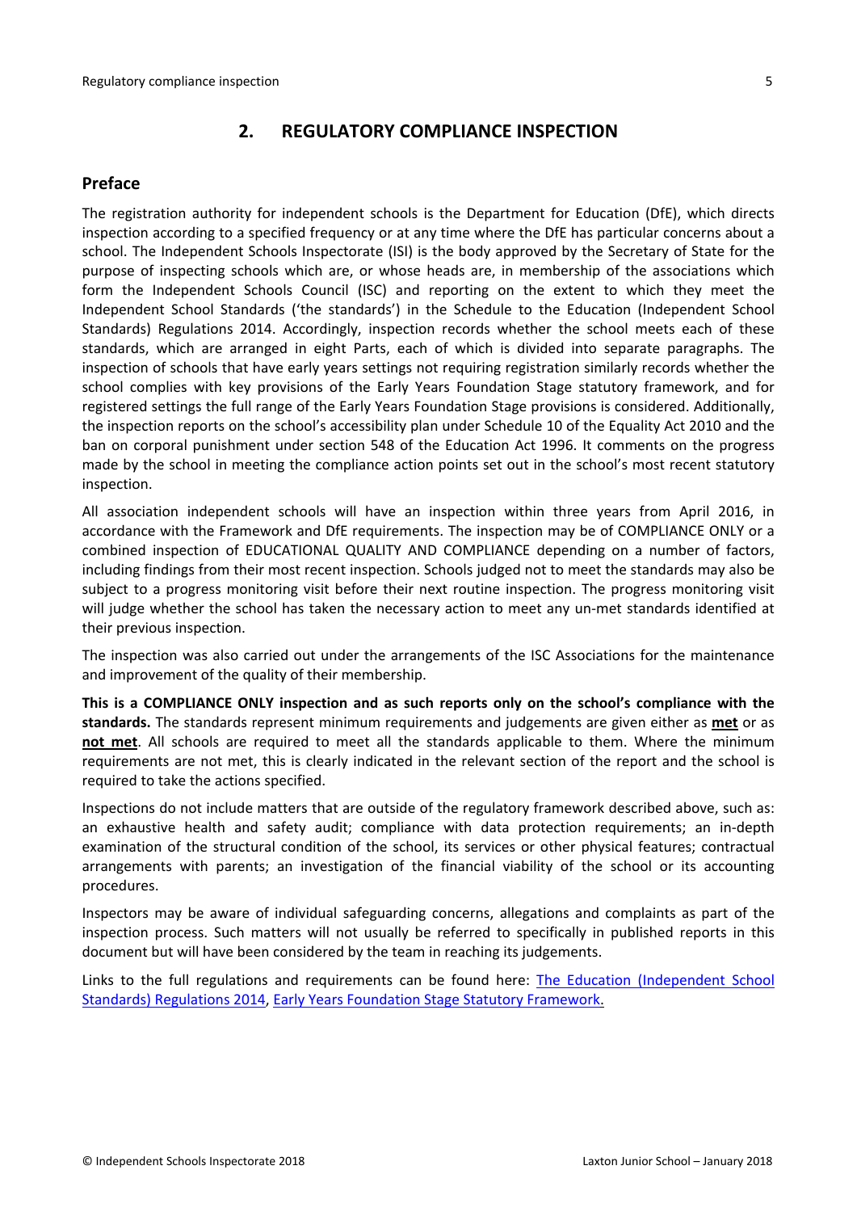## 2. REGULATORY COMPLIANCE INSPECTION

### Preface

The registration authority for independent schools is the Department for Education (DfE), which directs inspection according to a specified frequency or at any time where the DfE has particular concerns about a school. The Independent Schools Inspectorate (ISI) is the body approved by the Secretary of State for the purpose of inspecting schools which are, or whose heads are, in membership of the associations which form the Independent Schools Council (ISC) and reporting on the extent to which they meet the Independent School Standards ('the standards') in the Schedule to the Education (Independent School Standards) Regulations 2014. Accordingly, inspection records whether the school meets each of these standards, which are arranged in eight Parts, each of which is divided into separate paragraphs. The inspection of schools that have early years settings not requiring registration similarly records whether the school complies with key provisions of the Early Years Foundation Stage statutory framework, and for registered settings the full range of the Early Years Foundation Stage provisions is considered. Additionally, the inspection reports on the school's accessibility plan under Schedule 10 of the Equality Act 2010 and the ban on corporal punishment under section 548 of the Education Act 1996. It comments on the progress made by the school in meeting the compliance action points set out in the school's most recent statutory inspection.

All association independent schools will have an inspection within three years from April 2016, in accordance with the Framework and DfE requirements. The inspection may be of COMPLIANCE ONLY or a combined inspection of EDUCATIONAL QUALITY AND COMPLIANCE depending on a number of factors, including findings from their most recent inspection. Schools judged not to meet the standards may also be subject to a progress monitoring visit before their next routine inspection. The progress monitoring visit will judge whether the school has taken the necessary action to meet any un-met standards identified at their previous inspection.

The inspection was also carried out under the arrangements of the ISC Associations for the maintenance and improvement of the quality of their membership.

**This is a COMPLIANCE ONLY inspection and as such reports only on the school's compliance with the standards.** The standards represent minimum requirements and judgements are given either as **met** or as **not met**. All schools are required to meet all the standards applicable to them. Where the minimum requirements are not met, this is clearly indicated in the relevant section of the report and the school is required to take the actions specified.

Inspections do not include matters that are outside of the regulatory framework described above, such as: an exhaustive health and safety audit; compliance with data protection requirements; an in-depth examination of the structural condition of the school, its services or other physical features; contractual arrangements with parents; an investigation of the financial viability of the school or its accounting procedures.

Inspectors may be aware of individual safeguarding concerns, allegations and complaints as part of the inspection process. Such matters will not usually be referred to specifically in published reports in this document but will have been considered by the team in reaching its judgements.

Links to the full regulations and requirements can be found here: The Education (Independent School Standards) Regulations 2014, Early Years Foundation Stage Statutory Framework.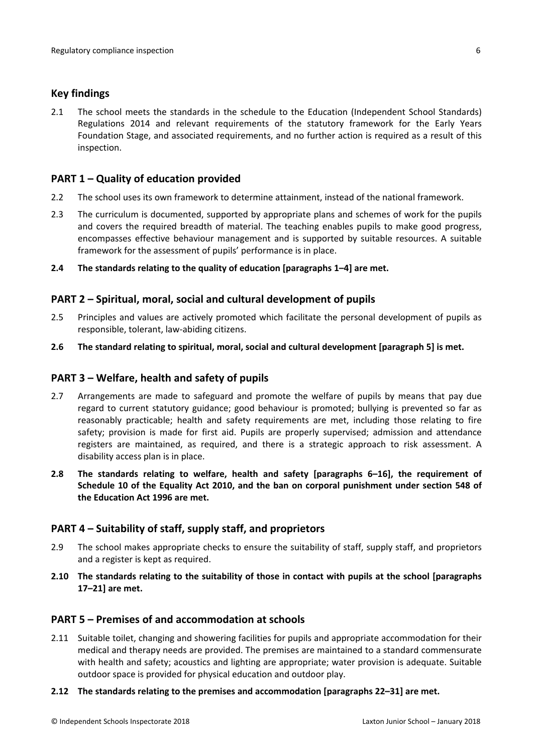## Key findings

2.1 The school meets the standards in the schedule to the Education (Independent School Standards) Regulations 2014 and relevant requirements of the statutory framework for the Early Years Foundation Stage, and associated requirements, and no further action is required as a result of this inspection.

## PART 1 – Quality of education provided

2.2 The school uses its own framework to determine attainment, instead of the national framework.

2.3 The curriculum is documented, supported by appropriate plans and schemes of work for the pupils and covers the required breadth of material. The teaching enables pupils to make good progress, encompasses effective behaviour management and is supported by suitable resources. A suitable framework for the assessment of pupils' performance is in place.

**2.4 The standards relating to the quality of education [paragraphs 1–4] are met.**

## PART 2 – Spiritual, moral, social and cultural development of pupils

2.5 Principles and values are actively promoted which facilitate the personal development of pupils as responsible, tolerant, law-abiding citizens.

**2.6 The standard relating to spiritual, moral, social and cultural development [paragraph 5] is met.**

## PART 3 – Welfare, health and safety of pupils

2.7 Arrangements are made to safeguard and promote the welfare of pupils by means that pay due regard to current statutory guidance; good behaviour is promoted; bullying is prevented so far as reasonably practicable; health and safety requirements are met, including those relating to fire safety; provision is made for first aid. Pupils are properly supervised; admission and attendance registers are maintained, as required, and there is a strategic approach to risk assessment. A disability access plan is in place.

**2.8 The standards relating to welfare, health and safety [paragraphs 6–16], the requirement of Schedule 10 of the Equality Act 2010, and the ban on corporal punishment under section 548 of the Education Act 1996 are met.**

## PART 4 – Suitability of staff, supply staff, and proprietors

2.9 The school makes appropriate checks to ensure the suitability of staff, supply staff, and proprietors and a register is kept as required.

**2.10 The standards relating to the suitability of those in contact with pupils at the school [paragraphs 17–21] are met.**

## PART 5 – Premises of and accommodation at schools

2.11 Suitable toilet, changing and showering facilities for pupils and appropriate accommodation for their medical and therapy needs are provided. The premises are maintained to a standard commensurate with health and safety; acoustics and lighting are appropriate; water provision is adequate. Suitable outdoor space is provided for physical education and outdoor play.

**2.12 The standards relating to the premises and accommodation [paragraphs 22–31] are met.**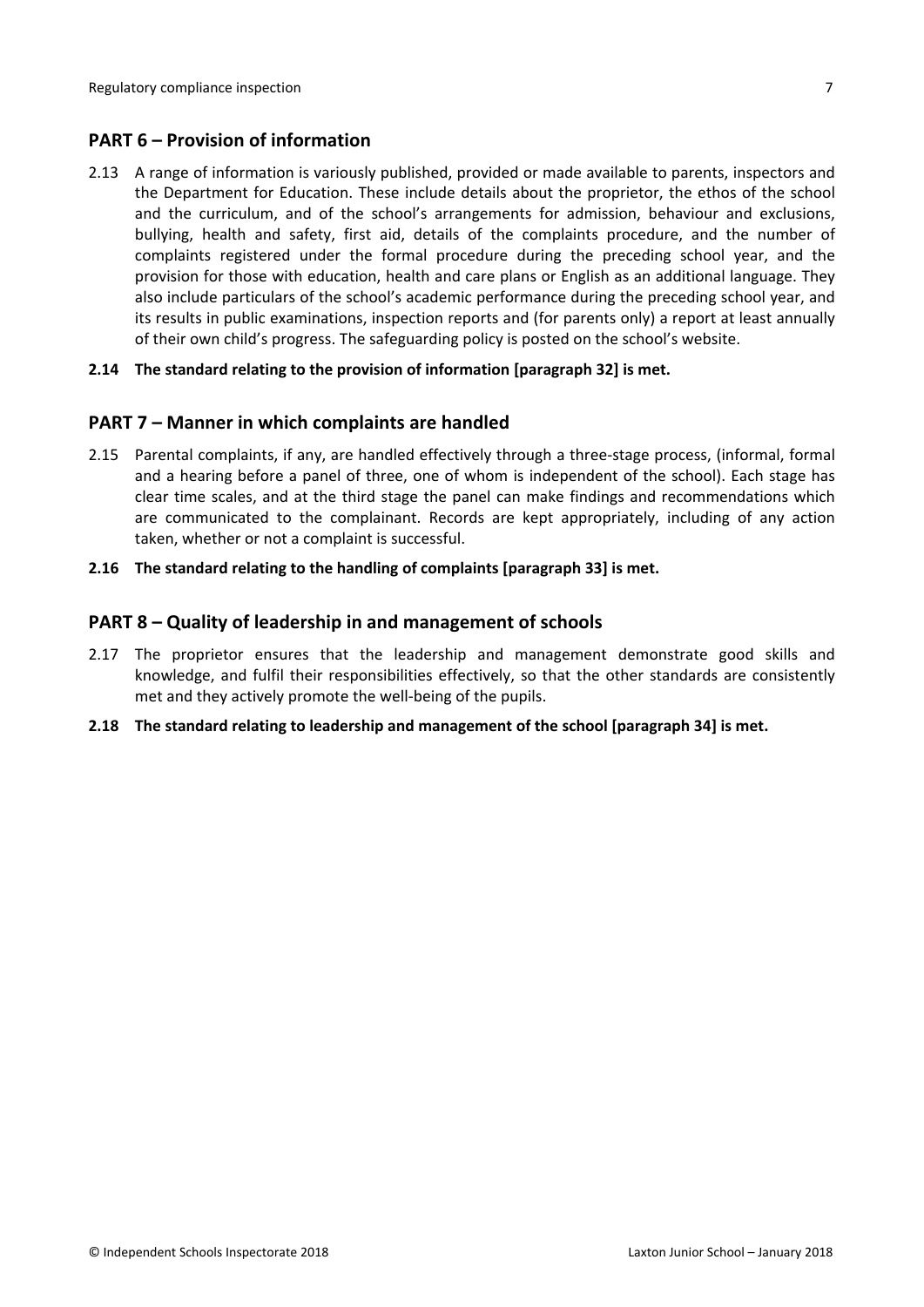## PART 6 – Provision of information

2.13 A range of information is variously published, provided or made available to parents, inspectors and the Department for Education. These include details about the proprietor, the ethos of the school and the curriculum, and of the school's arrangements for admission, behaviour and exclusions, bullying, health and safety, first aid, details of the complaints procedure, and the number of complaints registered under the formal procedure during the preceding school year, and the provision for those with education, health and care plans or English as an additional language. They also include particulars of the school's academic performance during the preceding school year, and its results in public examinations, inspection reports and (for parents only) a report at least annually of their own child's progress. The safeguarding policy is posted on the school's website.

**2.14 The standard relating to the provision of information [paragraph 32] is met.**

## PART 7 – Manner in which complaints are handled

2.15 Parental complaints, if any, are handled effectively through a three-stage process, (informal, formal and a hearing before a panel of three, one of whom is independent of the school). Each stage has clear time scales, and at the third stage the panel can make findings and recommendations which are communicated to the complainant. Records are kept appropriately, including of any action taken, whether or not a complaint is successful.

**2.16 The standard relating to the handling of complaints [paragraph 33] is met.**

## PART 8 – Quality of leadership in and management of schools

2.17 The proprietor ensures that the leadership and management demonstrate good skills and knowledge, and fulfil their responsibilities effectively, so that the other standards are consistently met and they actively promote the well-being of the pupils.

**2.18 The standard relating to leadership and management of the school [paragraph 34] is met.**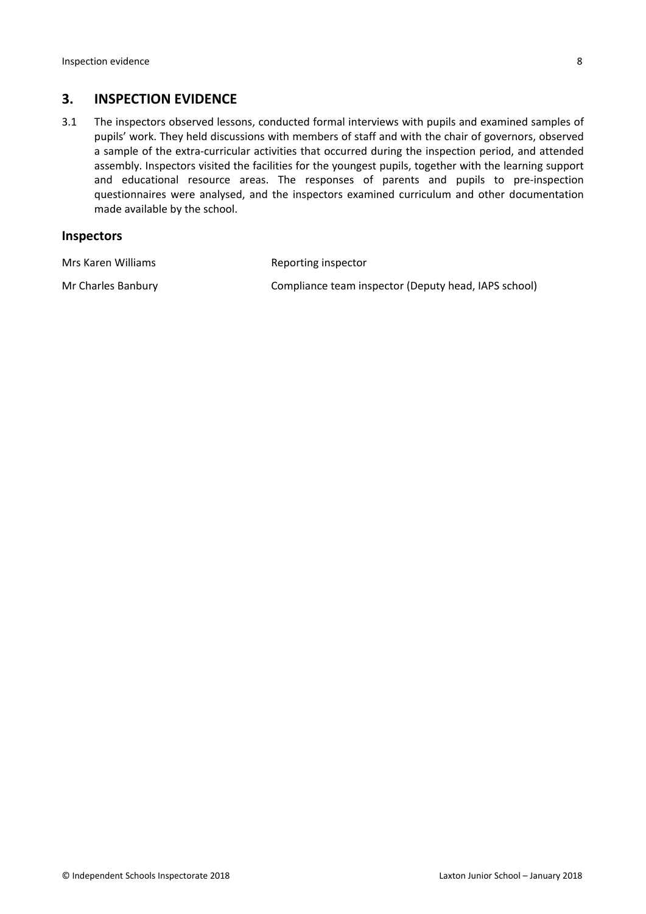## 3. INSPECTION EVIDENCE

3.1 The inspectors observed lessons, conducted formal interviews with pupils and examined samples of pupils' work. They held discussions with members of staff and with the chair of governors, observed a sample of the extra-curricular activities that occurred during the inspection period, and attended assembly. Inspectors visited the facilities for the youngest pupils, together with the learning support and educational resource areas. The responses of parents and pupils to pre-inspection questionnaires were analysed, and the inspectors examined curriculum and other documentation made available by the school.

### Inspectors

| | |
|---|---|
| Mrs Karen Williams | Reporting inspector |
| Mr Charles Banbury | Compliance team inspector (Deputy head, IAPS school) |